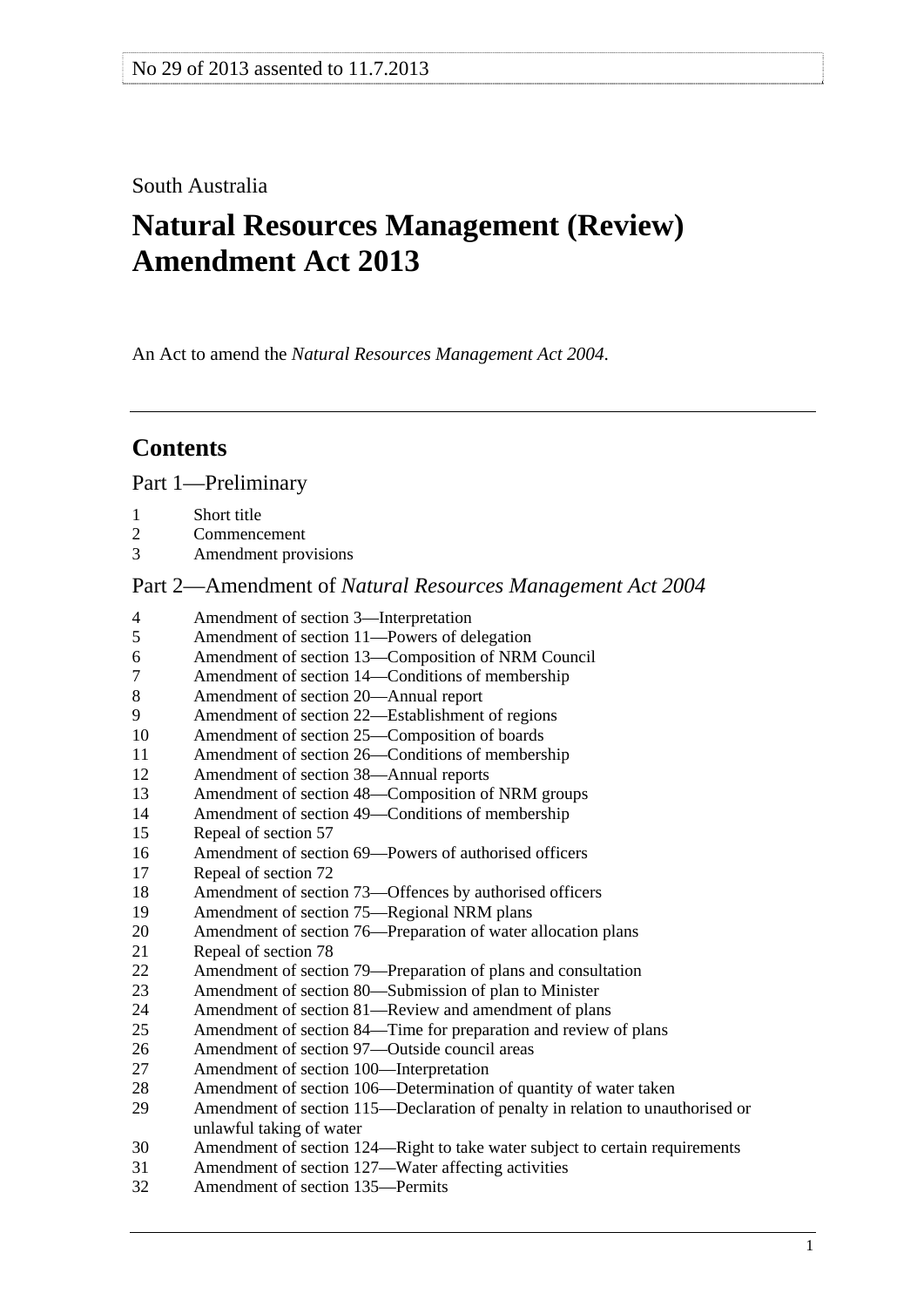No 29 of 2013 assented to 11.7.2013

South Australia

# Natural Resources Management (Review) Amendment Act 2013

An Act to amend the *Natural Resources Management Act 2004*.

---

## Contents

### Part 1—Preliminary

1 Short title
2 Commencement
3 Amendment provisions

### Part 2—Amendment of *Natural Resources Management Act 2004*

4 Amendment of section 3—Interpretation
5 Amendment of section 11—Powers of delegation
6 Amendment of section 13—Composition of NRM Council
7 Amendment of section 14—Conditions of membership
8 Amendment of section 20—Annual report
9 Amendment of section 22—Establishment of regions
10 Amendment of section 25—Composition of boards
11 Amendment of section 26—Conditions of membership
12 Amendment of section 38—Annual reports
13 Amendment of section 48—Composition of NRM groups
14 Amendment of section 49—Conditions of membership
15 Repeal of section 57
16 Amendment of section 69—Powers of authorised officers
17 Repeal of section 72
18 Amendment of section 73—Offences by authorised officers
19 Amendment of section 75—Regional NRM plans
20 Amendment of section 76—Preparation of water allocation plans
21 Repeal of section 78
22 Amendment of section 79—Preparation of plans and consultation
23 Amendment of section 80—Submission of plan to Minister
24 Amendment of section 81—Review and amendment of plans
25 Amendment of section 84—Time for preparation and review of plans
26 Amendment of section 97—Outside council areas
27 Amendment of section 100—Interpretation
28 Amendment of section 106—Determination of quantity of water taken
29 Amendment of section 115—Declaration of penalty in relation to unauthorised or unlawful taking of water
30 Amendment of section 124—Right to take water subject to certain requirements
31 Amendment of section 127—Water affecting activities
32 Amendment of section 135—Permits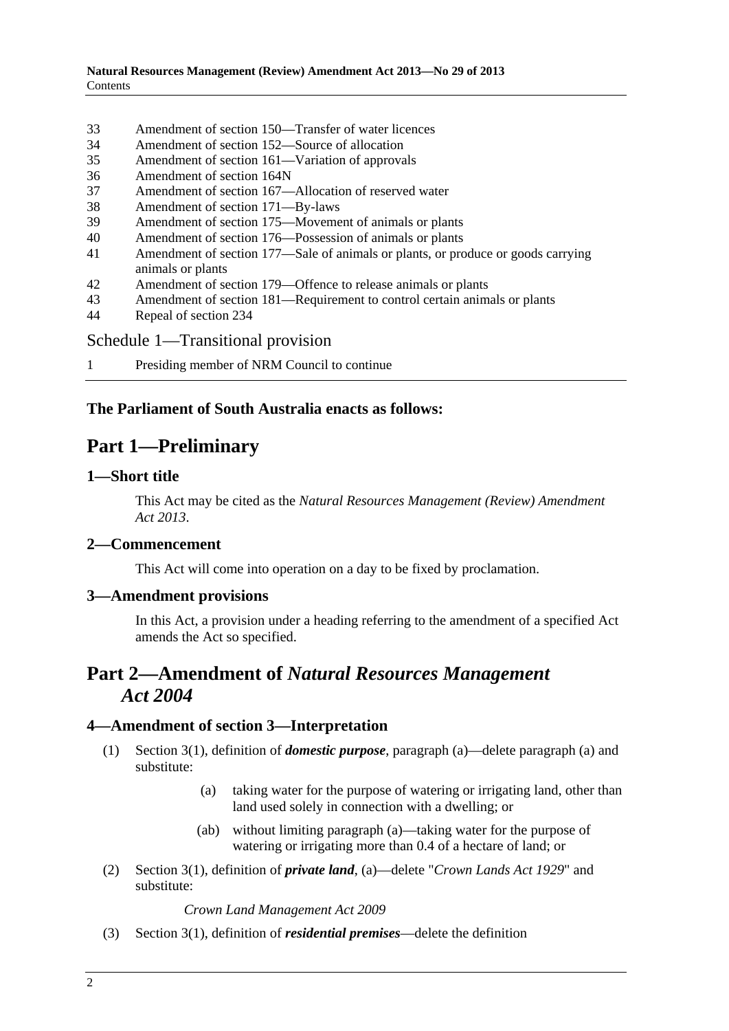33 Amendment of section 150—Transfer of water licences
34 Amendment of section 152—Source of allocation
35 Amendment of section 161—Variation of approvals
36 Amendment of section 164N
37 Amendment of section 167—Allocation of reserved water
38 Amendment of section 171—By-laws
39 Amendment of section 175—Movement of animals or plants
40 Amendment of section 176—Possession of animals or plants
41 Amendment of section 177—Sale of animals or plants, or produce or goods carrying animals or plants
42 Amendment of section 179—Offence to release animals or plants
43 Amendment of section 181—Requirement to control certain animals or plants
44 Repeal of section 234

Schedule 1—Transitional provision

1 Presiding member of NRM Council to continue

**The Parliament of South Australia enacts as follows:**

# Part 1—Preliminary

## 1—Short title

This Act may be cited as the *Natural Resources Management (Review) Amendment Act 2013*.

## 2—Commencement

This Act will come into operation on a day to be fixed by proclamation.

## 3—Amendment provisions

In this Act, a provision under a heading referring to the amendment of a specified Act amends the Act so specified.

# Part 2—Amendment of *Natural Resources Management Act 2004*

## 4—Amendment of section 3—Interpretation

(1) Section 3(1), definition of ***domestic purpose***, paragraph (a)—delete paragraph (a) and substitute:

> (a) taking water for the purpose of watering or irrigating land, other than land used solely in connection with a dwelling; or
>
> (ab) without limiting paragraph (a)—taking water for the purpose of watering or irrigating more than 0.4 of a hectare of land; or

(2) Section 3(1), definition of ***private land***, (a)—delete "*Crown Lands Act 1929*" and substitute:

> *Crown Land Management Act 2009*

(3) Section 3(1), definition of ***residential premises***—delete the definition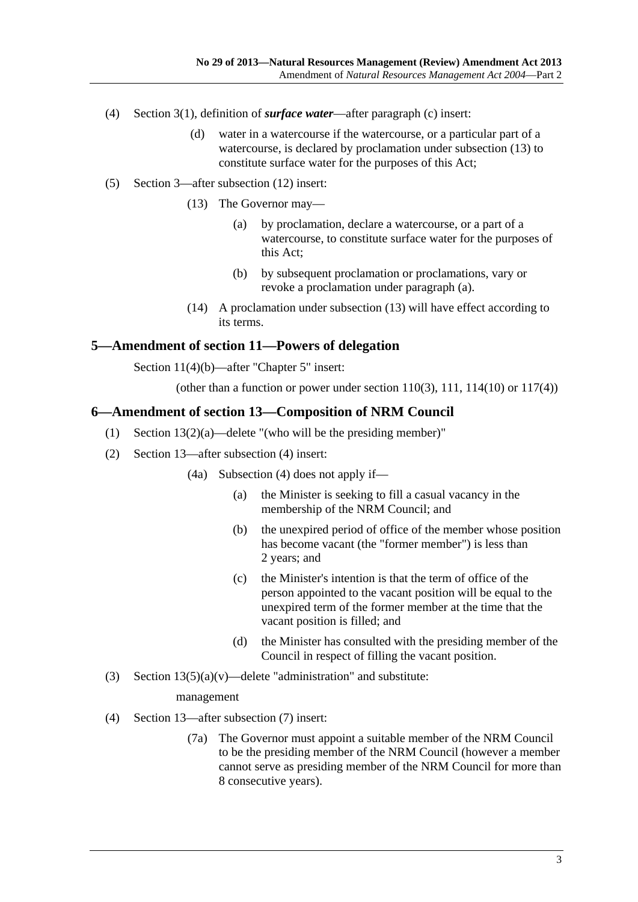(4) Section 3(1), definition of ***surface water***—after paragraph (c) insert:

> (d) water in a watercourse if the watercourse, or a particular part of a watercourse, is declared by proclamation under subsection (13) to constitute surface water for the purposes of this Act;

(5) Section 3—after subsection (12) insert:

> (13) The Governor may—
>
> > (a) by proclamation, declare a watercourse, or a part of a watercourse, to constitute surface water for the purposes of this Act;
> >
> > (b) by subsequent proclamation or proclamations, vary or revoke a proclamation under paragraph (a).
>
> (14) A proclamation under subsection (13) will have effect according to its terms.

## 5—Amendment of section 11—Powers of delegation

Section 11(4)(b)—after "Chapter 5" insert:

> (other than a function or power under section 110(3), 111, 114(10) or 117(4))

## 6—Amendment of section 13—Composition of NRM Council

(1) Section 13(2)(a)—delete "(who will be the presiding member)"

(2) Section 13—after subsection (4) insert:

> (4a) Subsection (4) does not apply if—
>
> > (a) the Minister is seeking to fill a casual vacancy in the membership of the NRM Council; and
> >
> > (b) the unexpired period of office of the member whose position has become vacant (the "former member") is less than 2 years; and
> >
> > (c) the Minister's intention is that the term of office of the person appointed to the vacant position will be equal to the unexpired term of the former member at the time that the vacant position is filled; and
> >
> > (d) the Minister has consulted with the presiding member of the Council in respect of filling the vacant position.

(3) Section 13(5)(a)(v)—delete "administration" and substitute:

> management

(4) Section 13—after subsection (7) insert:

> (7a) The Governor must appoint a suitable member of the NRM Council to be the presiding member of the NRM Council (however a member cannot serve as presiding member of the NRM Council for more than 8 consecutive years).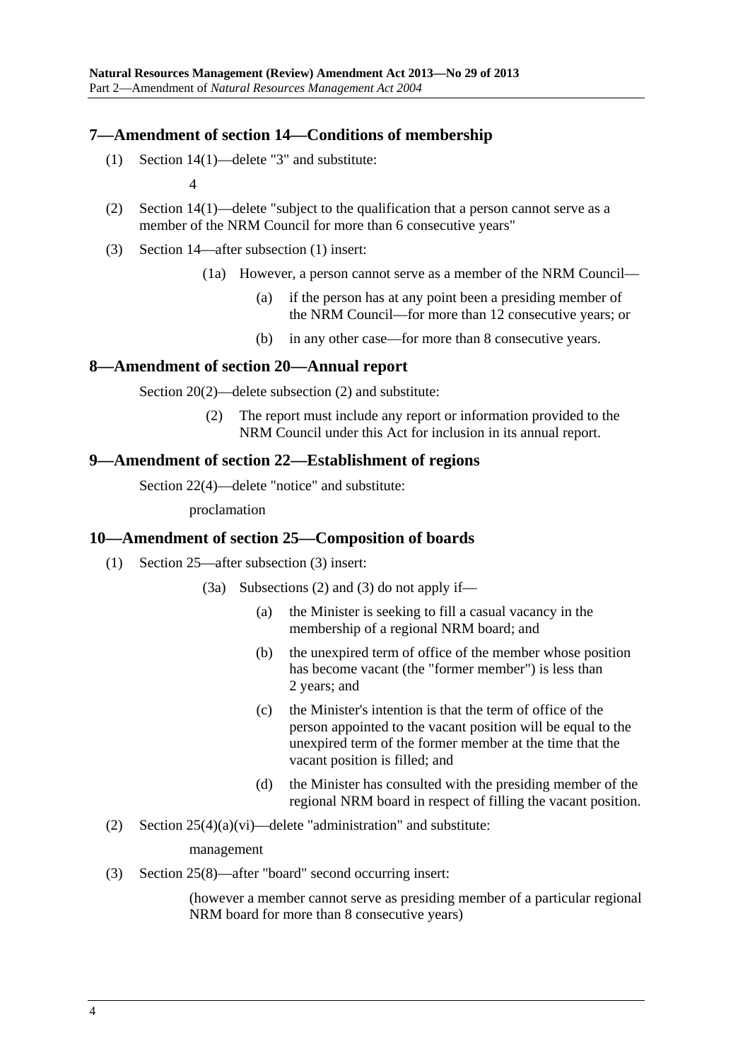## 7—Amendment of section 14—Conditions of membership

(1) Section 14(1)—delete "3" and substitute:

4

(2) Section 14(1)—delete "subject to the qualification that a person cannot serve as a member of the NRM Council for more than 6 consecutive years"

(3) Section 14—after subsection (1) insert:

(1a) However, a person cannot serve as a member of the NRM Council—

(a) if the person has at any point been a presiding member of the NRM Council—for more than 12 consecutive years; or

(b) in any other case—for more than 8 consecutive years.

## 8—Amendment of section 20—Annual report

Section 20(2)—delete subsection (2) and substitute:

(2) The report must include any report or information provided to the NRM Council under this Act for inclusion in its annual report.

## 9—Amendment of section 22—Establishment of regions

Section 22(4)—delete "notice" and substitute:

proclamation

## 10—Amendment of section 25—Composition of boards

(1) Section 25—after subsection (3) insert:

(3a) Subsections (2) and (3) do not apply if—

(a) the Minister is seeking to fill a casual vacancy in the membership of a regional NRM board; and

(b) the unexpired term of office of the member whose position has become vacant (the "former member") is less than 2 years; and

(c) the Minister's intention is that the term of office of the person appointed to the vacant position will be equal to the unexpired term of the former member at the time that the vacant position is filled; and

(d) the Minister has consulted with the presiding member of the regional NRM board in respect of filling the vacant position.

(2) Section 25(4)(a)(vi)—delete "administration" and substitute:

management

(3) Section 25(8)—after "board" second occurring insert:

(however a member cannot serve as presiding member of a particular regional NRM board for more than 8 consecutive years)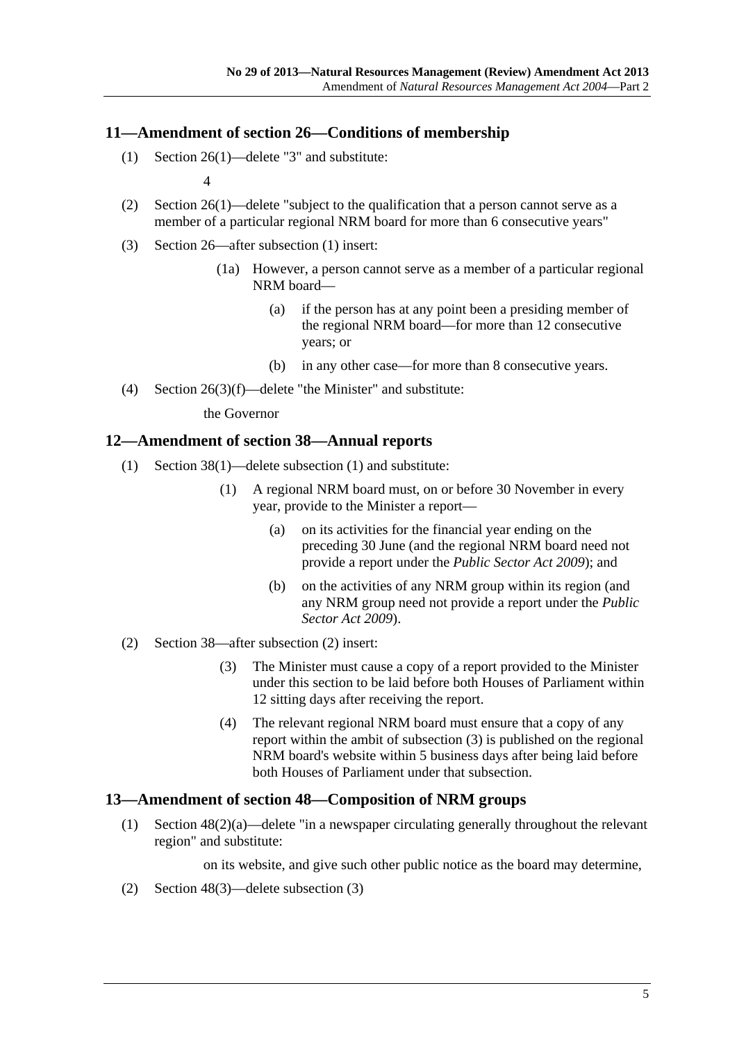## 11—Amendment of section 26—Conditions of membership

(1) Section 26(1)—delete "3" and substitute:

4

(2) Section 26(1)—delete "subject to the qualification that a person cannot serve as a member of a particular regional NRM board for more than 6 consecutive years"

(3) Section 26—after subsection (1) insert:

(1a) However, a person cannot serve as a member of a particular regional NRM board—

(a) if the person has at any point been a presiding member of the regional NRM board—for more than 12 consecutive years; or

(b) in any other case—for more than 8 consecutive years.

(4) Section 26(3)(f)—delete "the Minister" and substitute:

the Governor

## 12—Amendment of section 38—Annual reports

(1) Section 38(1)—delete subsection (1) and substitute:

(1) A regional NRM board must, on or before 30 November in every year, provide to the Minister a report—

(a) on its activities for the financial year ending on the preceding 30 June (and the regional NRM board need not provide a report under the *Public Sector Act 2009*); and

(b) on the activities of any NRM group within its region (and any NRM group need not provide a report under the *Public Sector Act 2009*).

(2) Section 38—after subsection (2) insert:

(3) The Minister must cause a copy of a report provided to the Minister under this section to be laid before both Houses of Parliament within 12 sitting days after receiving the report.

(4) The relevant regional NRM board must ensure that a copy of any report within the ambit of subsection (3) is published on the regional NRM board's website within 5 business days after being laid before both Houses of Parliament under that subsection.

## 13—Amendment of section 48—Composition of NRM groups

(1) Section 48(2)(a)—delete "in a newspaper circulating generally throughout the relevant region" and substitute:

on its website, and give such other public notice as the board may determine,

(2) Section 48(3)—delete subsection (3)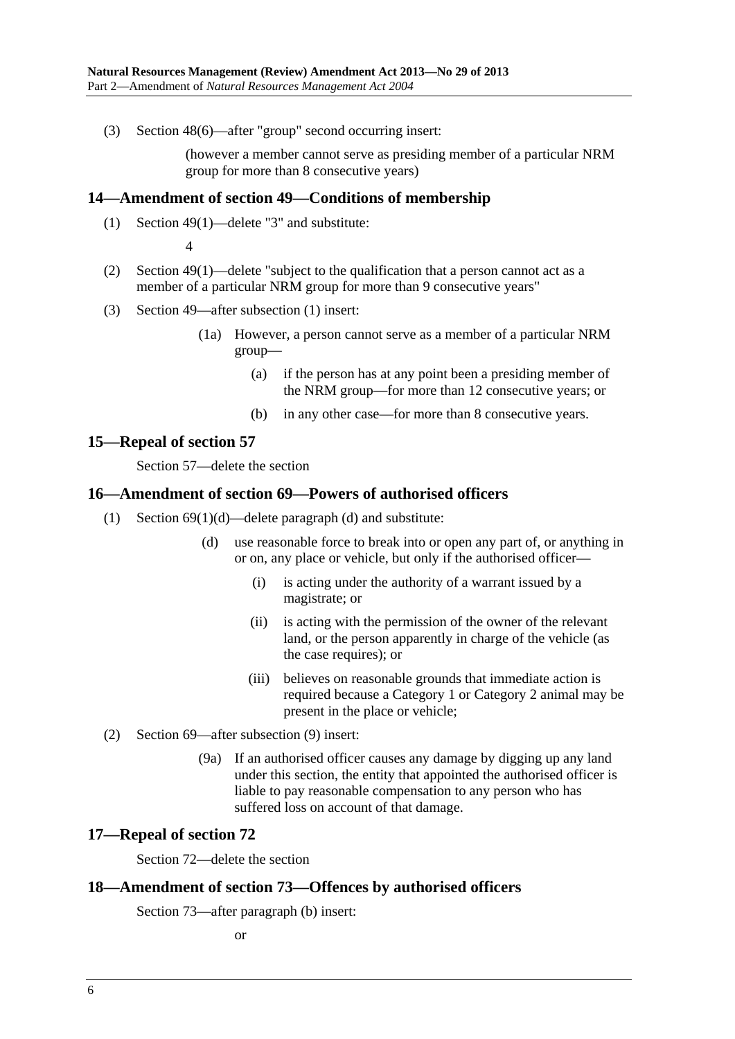(3) Section 48(6)—after "group" second occurring insert:

> (however a member cannot serve as presiding member of a particular NRM group for more than 8 consecutive years)

## 14—Amendment of section 49—Conditions of membership

(1) Section 49(1)—delete "3" and substitute:

> 4

(2) Section 49(1)—delete "subject to the qualification that a person cannot act as a member of a particular NRM group for more than 9 consecutive years"

(3) Section 49—after subsection (1) insert:

> (1a) However, a person cannot serve as a member of a particular NRM group—
>
> (a) if the person has at any point been a presiding member of the NRM group—for more than 12 consecutive years; or
>
> (b) in any other case—for more than 8 consecutive years.

## 15—Repeal of section 57

Section 57—delete the section

## 16—Amendment of section 69—Powers of authorised officers

(1) Section 69(1)(d)—delete paragraph (d) and substitute:

> (d) use reasonable force to break into or open any part of, or anything in or on, any place or vehicle, but only if the authorised officer—
>
> (i) is acting under the authority of a warrant issued by a magistrate; or
>
> (ii) is acting with the permission of the owner of the relevant land, or the person apparently in charge of the vehicle (as the case requires); or
>
> (iii) believes on reasonable grounds that immediate action is required because a Category 1 or Category 2 animal may be present in the place or vehicle;

(2) Section 69—after subsection (9) insert:

> (9a) If an authorised officer causes any damage by digging up any land under this section, the entity that appointed the authorised officer is liable to pay reasonable compensation to any person who has suffered loss on account of that damage.

## 17—Repeal of section 72

Section 72—delete the section

## 18—Amendment of section 73—Offences by authorised officers

Section 73—after paragraph (b) insert:

> or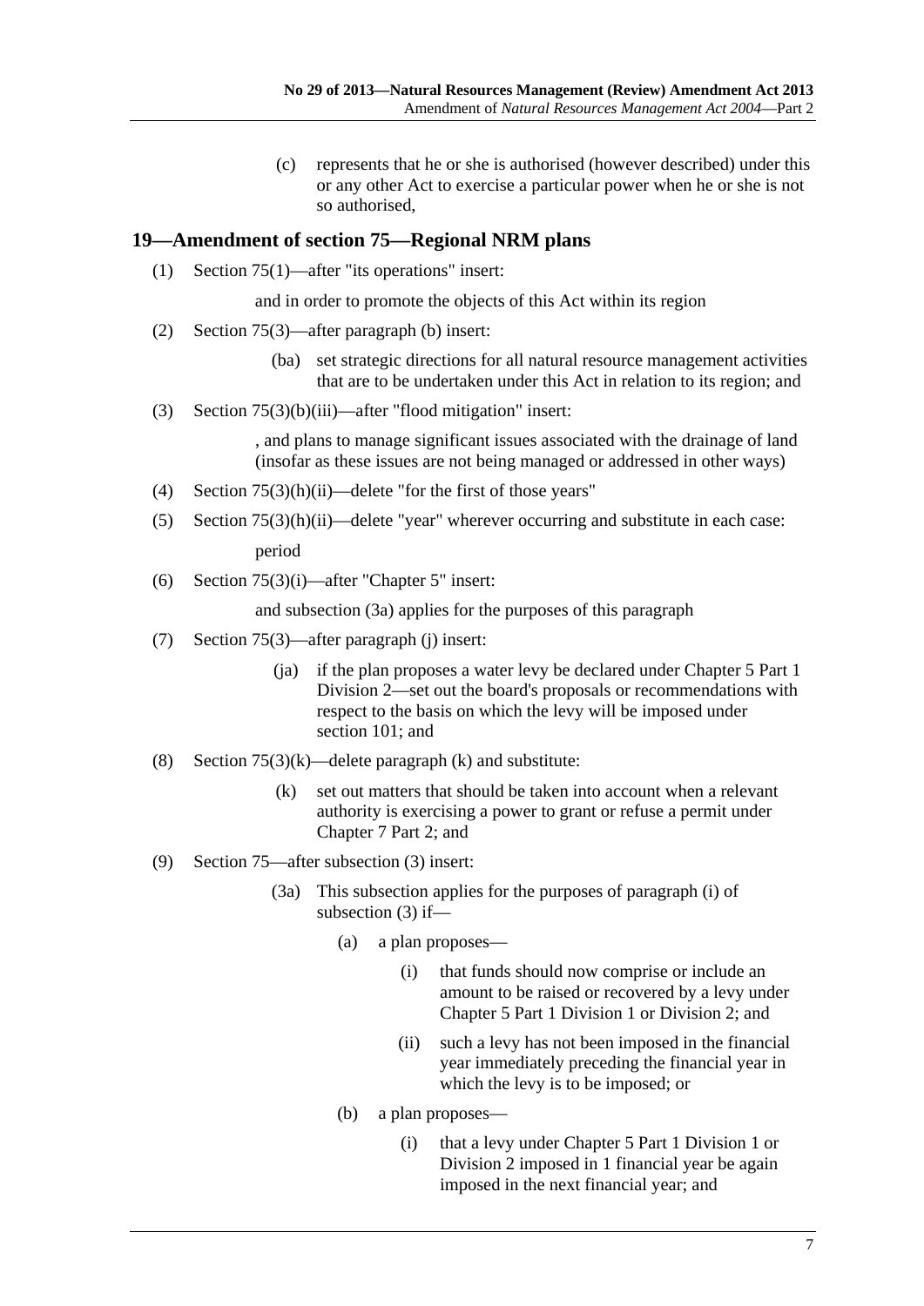(c) represents that he or she is authorised (however described) under this or any other Act to exercise a particular power when he or she is not so authorised,

## 19—Amendment of section 75—Regional NRM plans

(1) Section 75(1)—after "its operations" insert:

and in order to promote the objects of this Act within its region

(2) Section 75(3)—after paragraph (b) insert:

(ba) set strategic directions for all natural resource management activities that are to be undertaken under this Act in relation to its region; and

(3) Section 75(3)(b)(iii)—after "flood mitigation" insert:

, and plans to manage significant issues associated with the drainage of land (insofar as these issues are not being managed or addressed in other ways)

(4) Section 75(3)(h)(ii)—delete "for the first of those years"

(5) Section 75(3)(h)(ii)—delete "year" wherever occurring and substitute in each case:

period

(6) Section 75(3)(i)—after "Chapter 5" insert:

and subsection (3a) applies for the purposes of this paragraph

(7) Section 75(3)—after paragraph (j) insert:

(ja) if the plan proposes a water levy be declared under Chapter 5 Part 1 Division 2—set out the board's proposals or recommendations with respect to the basis on which the levy will be imposed under section 101; and

(8) Section 75(3)(k)—delete paragraph (k) and substitute:

(k) set out matters that should be taken into account when a relevant authority is exercising a power to grant or refuse a permit under Chapter 7 Part 2; and

(9) Section 75—after subsection (3) insert:

(3a) This subsection applies for the purposes of paragraph (i) of subsection (3) if—

(a) a plan proposes—

(i) that funds should now comprise or include an amount to be raised or recovered by a levy under Chapter 5 Part 1 Division 1 or Division 2; and

(ii) such a levy has not been imposed in the financial year immediately preceding the financial year in which the levy is to be imposed; or

(b) a plan proposes—

(i) that a levy under Chapter 5 Part 1 Division 1 or Division 2 imposed in 1 financial year be again imposed in the next financial year; and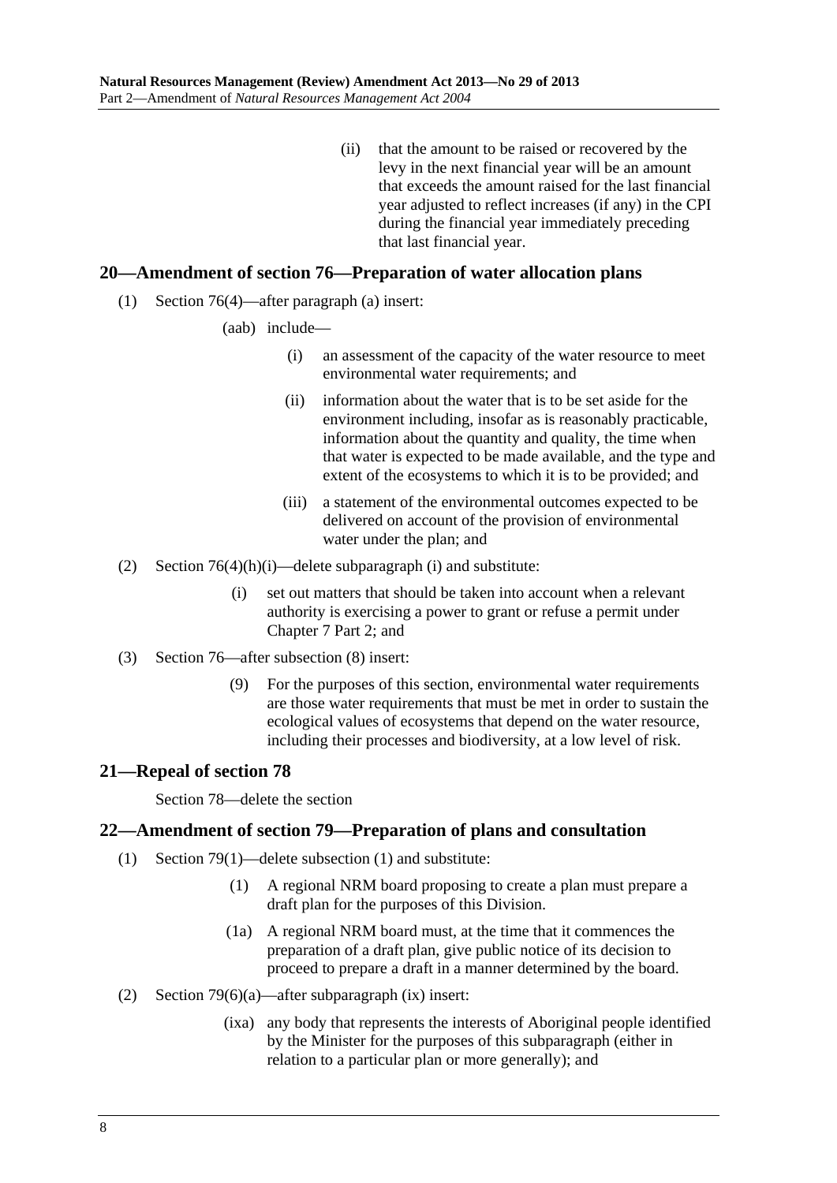(ii) that the amount to be raised or recovered by the levy in the next financial year will be an amount that exceeds the amount raised for the last financial year adjusted to reflect increases (if any) in the CPI during the financial year immediately preceding that last financial year.

## 20—Amendment of section 76—Preparation of water allocation plans

(1) Section 76(4)—after paragraph (a) insert:

(aab) include—

(i) an assessment of the capacity of the water resource to meet environmental water requirements; and

(ii) information about the water that is to be set aside for the environment including, insofar as is reasonably practicable, information about the quantity and quality, the time when that water is expected to be made available, and the type and extent of the ecosystems to which it is to be provided; and

(iii) a statement of the environmental outcomes expected to be delivered on account of the provision of environmental water under the plan; and

(2) Section 76(4)(h)(i)—delete subparagraph (i) and substitute:

(i) set out matters that should be taken into account when a relevant authority is exercising a power to grant or refuse a permit under Chapter 7 Part 2; and

(3) Section 76—after subsection (8) insert:

(9) For the purposes of this section, environmental water requirements are those water requirements that must be met in order to sustain the ecological values of ecosystems that depend on the water resource, including their processes and biodiversity, at a low level of risk.

## 21—Repeal of section 78

Section 78—delete the section

## 22—Amendment of section 79—Preparation of plans and consultation

(1) Section 79(1)—delete subsection (1) and substitute:

(1) A regional NRM board proposing to create a plan must prepare a draft plan for the purposes of this Division.

(1a) A regional NRM board must, at the time that it commences the preparation of a draft plan, give public notice of its decision to proceed to prepare a draft in a manner determined by the board.

(2) Section 79(6)(a)—after subparagraph (ix) insert:

(ixa) any body that represents the interests of Aboriginal people identified by the Minister for the purposes of this subparagraph (either in relation to a particular plan or more generally); and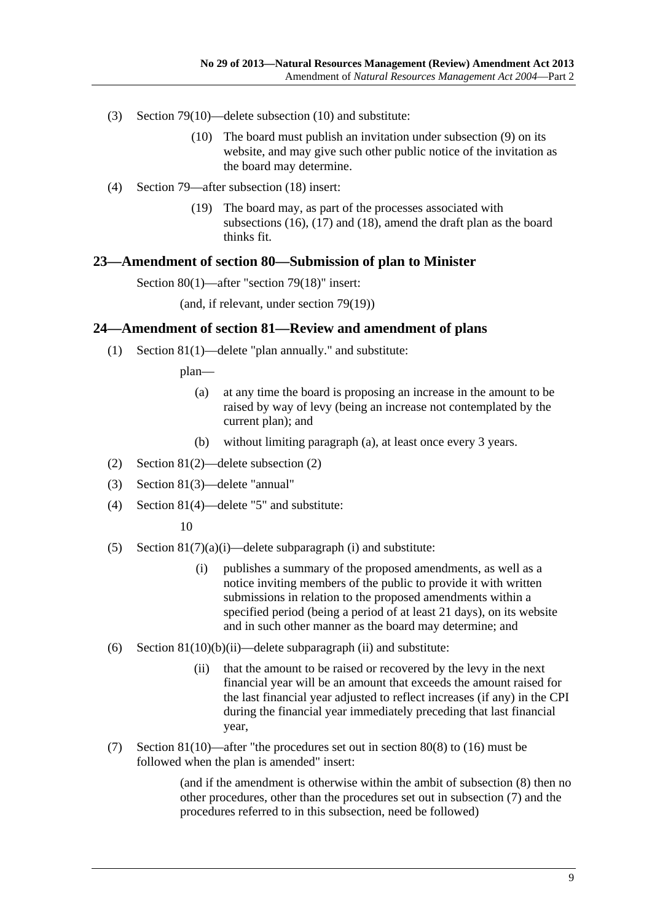(3) Section 79(10)—delete subsection (10) and substitute:

> (10) The board must publish an invitation under subsection (9) on its website, and may give such other public notice of the invitation as the board may determine.

(4) Section 79—after subsection (18) insert:

> (19) The board may, as part of the processes associated with subsections (16), (17) and (18), amend the draft plan as the board thinks fit.

## 23—Amendment of section 80—Submission of plan to Minister

Section 80(1)—after "section 79(18)" insert:

> (and, if relevant, under section 79(19))

## 24—Amendment of section 81—Review and amendment of plans

(1) Section 81(1)—delete "plan annually." and substitute:

> plan—
>
> (a) at any time the board is proposing an increase in the amount to be raised by way of levy (being an increase not contemplated by the current plan); and
>
> (b) without limiting paragraph (a), at least once every 3 years.

(2) Section 81(2)—delete subsection (2)

(3) Section 81(3)—delete "annual"

(4) Section 81(4)—delete "5" and substitute:

> 10

(5) Section 81(7)(a)(i)—delete subparagraph (i) and substitute:

> (i) publishes a summary of the proposed amendments, as well as a notice inviting members of the public to provide it with written submissions in relation to the proposed amendments within a specified period (being a period of at least 21 days), on its website and in such other manner as the board may determine; and

(6) Section 81(10)(b)(ii)—delete subparagraph (ii) and substitute:

> (ii) that the amount to be raised or recovered by the levy in the next financial year will be an amount that exceeds the amount raised for the last financial year adjusted to reflect increases (if any) in the CPI during the financial year immediately preceding that last financial year,

(7) Section 81(10)—after "the procedures set out in section 80(8) to (16) must be followed when the plan is amended" insert:

> (and if the amendment is otherwise within the ambit of subsection (8) then no other procedures, other than the procedures set out in subsection (7) and the procedures referred to in this subsection, need be followed)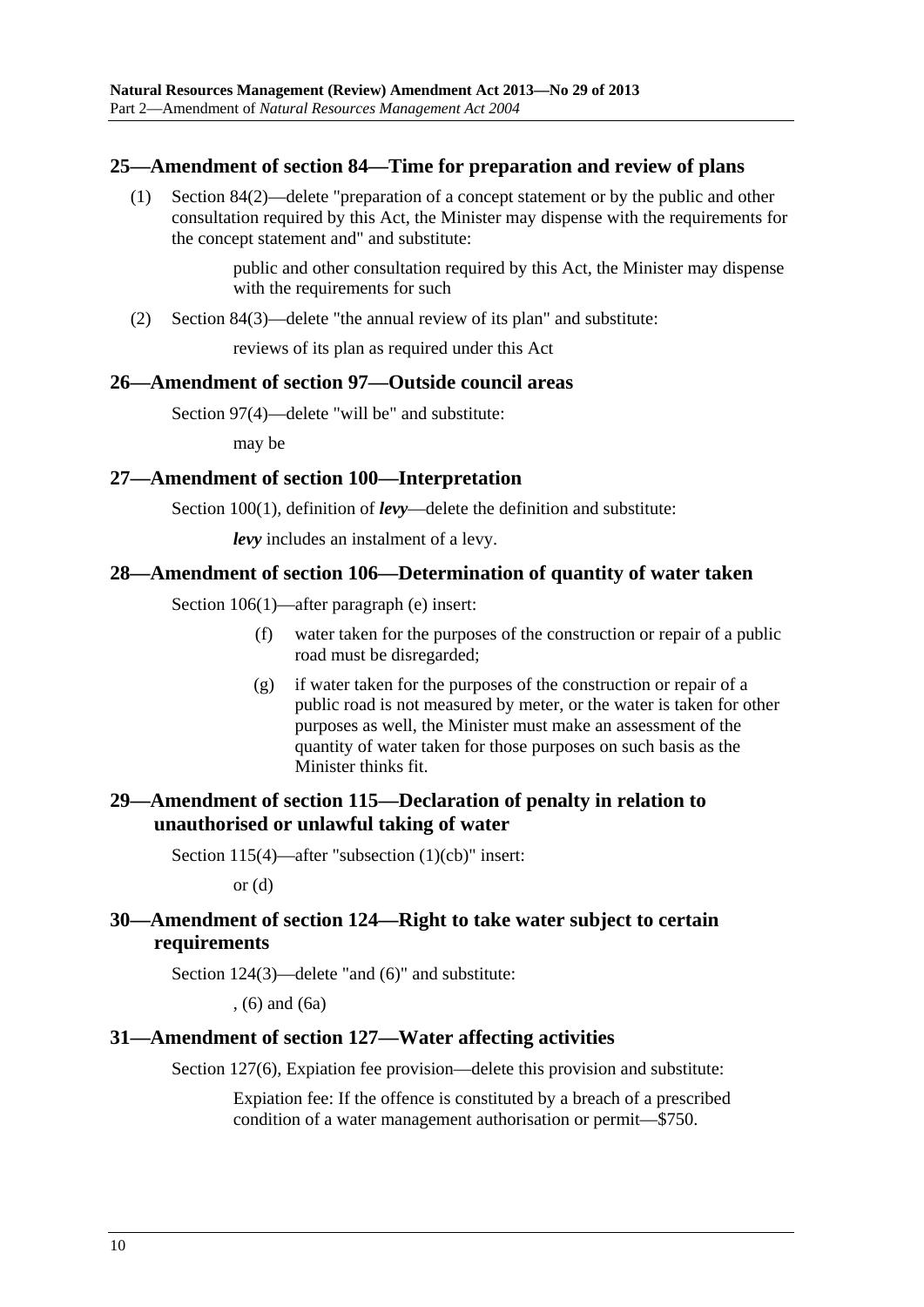## 25—Amendment of section 84—Time for preparation and review of plans

(1) Section 84(2)—delete "preparation of a concept statement or by the public and other consultation required by this Act, the Minister may dispense with the requirements for the concept statement and" and substitute:

> public and other consultation required by this Act, the Minister may dispense with the requirements for such

(2) Section 84(3)—delete "the annual review of its plan" and substitute:

> reviews of its plan as required under this Act

## 26—Amendment of section 97—Outside council areas

Section 97(4)—delete "will be" and substitute:

> may be

## 27—Amendment of section 100—Interpretation

Section 100(1), definition of ***levy***—delete the definition and substitute:

> ***levy*** includes an instalment of a levy.

## 28—Amendment of section 106—Determination of quantity of water taken

Section 106(1)—after paragraph (e) insert:

> (f) water taken for the purposes of the construction or repair of a public road must be disregarded;
>
> (g) if water taken for the purposes of the construction or repair of a public road is not measured by meter, or the water is taken for other purposes as well, the Minister must make an assessment of the quantity of water taken for those purposes on such basis as the Minister thinks fit.

## 29—Amendment of section 115—Declaration of penalty in relation to unauthorised or unlawful taking of water

Section 115(4)—after "subsection (1)(cb)" insert:

> or (d)

## 30—Amendment of section 124—Right to take water subject to certain requirements

Section 124(3)—delete "and (6)" and substitute:

> , (6) and (6a)

## 31—Amendment of section 127—Water affecting activities

Section 127(6), Expiation fee provision—delete this provision and substitute:

> Expiation fee: If the offence is constituted by a breach of a prescribed condition of a water management authorisation or permit—$750.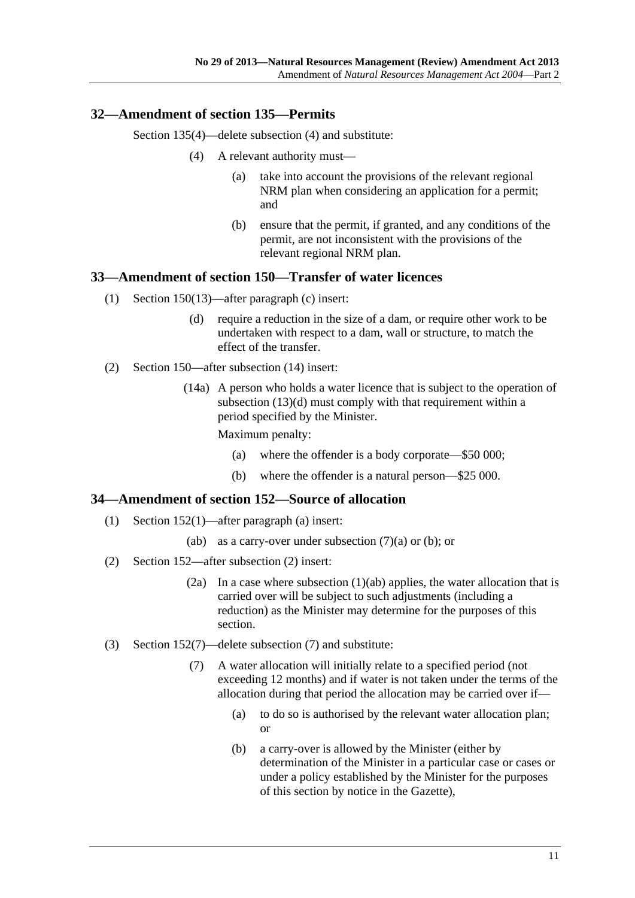### 32—Amendment of section 135—Permits

Section 135(4)—delete subsection (4) and substitute:

(4) A relevant authority must—

(a) take into account the provisions of the relevant regional NRM plan when considering an application for a permit; and

(b) ensure that the permit, if granted, and any conditions of the permit, are not inconsistent with the provisions of the relevant regional NRM plan.

### 33—Amendment of section 150—Transfer of water licences

(1) Section 150(13)—after paragraph (c) insert:

(d) require a reduction in the size of a dam, or require other work to be undertaken with respect to a dam, wall or structure, to match the effect of the transfer.

(2) Section 150—after subsection (14) insert:

(14a) A person who holds a water licence that is subject to the operation of subsection (13)(d) must comply with that requirement within a period specified by the Minister.

Maximum penalty:

(a) where the offender is a body corporate—$50 000;

(b) where the offender is a natural person—$25 000.

### 34—Amendment of section 152—Source of allocation

(1) Section 152(1)—after paragraph (a) insert:

(ab) as a carry-over under subsection (7)(a) or (b); or

(2) Section 152—after subsection (2) insert:

(2a) In a case where subsection (1)(ab) applies, the water allocation that is carried over will be subject to such adjustments (including a reduction) as the Minister may determine for the purposes of this section.

(3) Section 152(7)—delete subsection (7) and substitute:

(7) A water allocation will initially relate to a specified period (not exceeding 12 months) and if water is not taken under the terms of the allocation during that period the allocation may be carried over if—

(a) to do so is authorised by the relevant water allocation plan; or

(b) a carry-over is allowed by the Minister (either by determination of the Minister in a particular case or cases or under a policy established by the Minister for the purposes of this section by notice in the Gazette),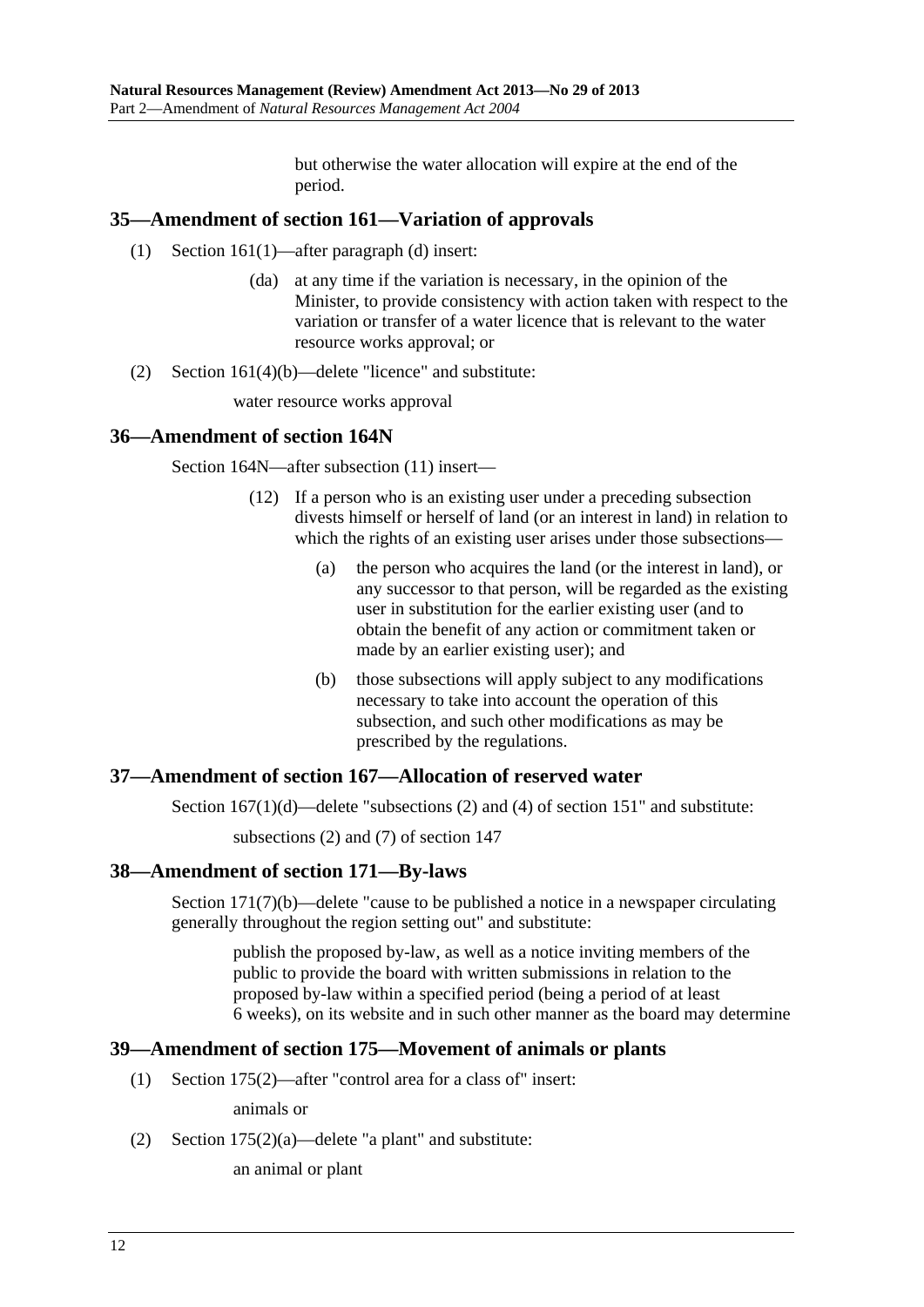but otherwise the water allocation will expire at the end of the period.

## 35—Amendment of section 161—Variation of approvals

(1) Section 161(1)—after paragraph (d) insert:

> (da) at any time if the variation is necessary, in the opinion of the Minister, to provide consistency with action taken with respect to the variation or transfer of a water licence that is relevant to the water resource works approval; or

(2) Section 161(4)(b)—delete "licence" and substitute:

> water resource works approval

## 36—Amendment of section 164N

Section 164N—after subsection (11) insert—

> (12) If a person who is an existing user under a preceding subsection divests himself or herself of land (or an interest in land) in relation to which the rights of an existing user arises under those subsections—
>
> (a) the person who acquires the land (or the interest in land), or any successor to that person, will be regarded as the existing user in substitution for the earlier existing user (and to obtain the benefit of any action or commitment taken or made by an earlier existing user); and
>
> (b) those subsections will apply subject to any modifications necessary to take into account the operation of this subsection, and such other modifications as may be prescribed by the regulations.

## 37—Amendment of section 167—Allocation of reserved water

Section 167(1)(d)—delete "subsections (2) and (4) of section 151" and substitute:

> subsections (2) and (7) of section 147

## 38—Amendment of section 171—By-laws

Section 171(7)(b)—delete "cause to be published a notice in a newspaper circulating generally throughout the region setting out" and substitute:

> publish the proposed by-law, as well as a notice inviting members of the public to provide the board with written submissions in relation to the proposed by-law within a specified period (being a period of at least 6 weeks), on its website and in such other manner as the board may determine

## 39—Amendment of section 175—Movement of animals or plants

(1) Section 175(2)—after "control area for a class of" insert:

> animals or

(2) Section 175(2)(a)—delete "a plant" and substitute:

> an animal or plant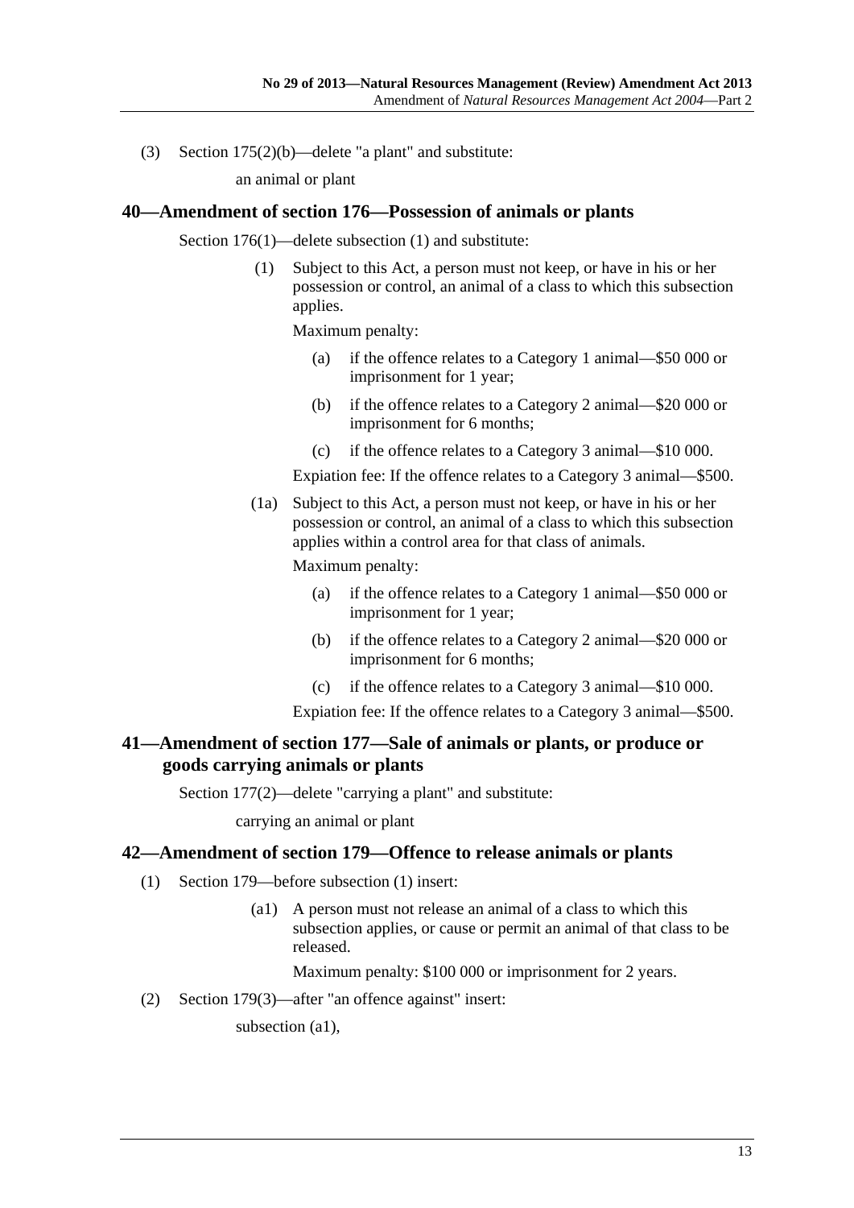(3) Section 175(2)(b)—delete "a plant" and substitute:

an animal or plant

## 40—Amendment of section 176—Possession of animals or plants

Section 176(1)—delete subsection (1) and substitute:

(1) Subject to this Act, a person must not keep, or have in his or her possession or control, an animal of a class to which this subsection applies.

Maximum penalty:

(a) if the offence relates to a Category 1 animal—$50 000 or imprisonment for 1 year;

(b) if the offence relates to a Category 2 animal—$20 000 or imprisonment for 6 months;

(c) if the offence relates to a Category 3 animal—$10 000.

Expiation fee: If the offence relates to a Category 3 animal—$500.

(1a) Subject to this Act, a person must not keep, or have in his or her possession or control, an animal of a class to which this subsection applies within a control area for that class of animals.

Maximum penalty:

(a) if the offence relates to a Category 1 animal—$50 000 or imprisonment for 1 year;

(b) if the offence relates to a Category 2 animal—$20 000 or imprisonment for 6 months;

(c) if the offence relates to a Category 3 animal—$10 000.

Expiation fee: If the offence relates to a Category 3 animal—$500.

## 41—Amendment of section 177—Sale of animals or plants, or produce or goods carrying animals or plants

Section 177(2)—delete "carrying a plant" and substitute:

carrying an animal or plant

## 42—Amendment of section 179—Offence to release animals or plants

(1) Section 179—before subsection (1) insert:

(a1) A person must not release an animal of a class to which this subsection applies, or cause or permit an animal of that class to be released.

Maximum penalty: $100 000 or imprisonment for 2 years.

(2) Section 179(3)—after "an offence against" insert:

subsection (a1),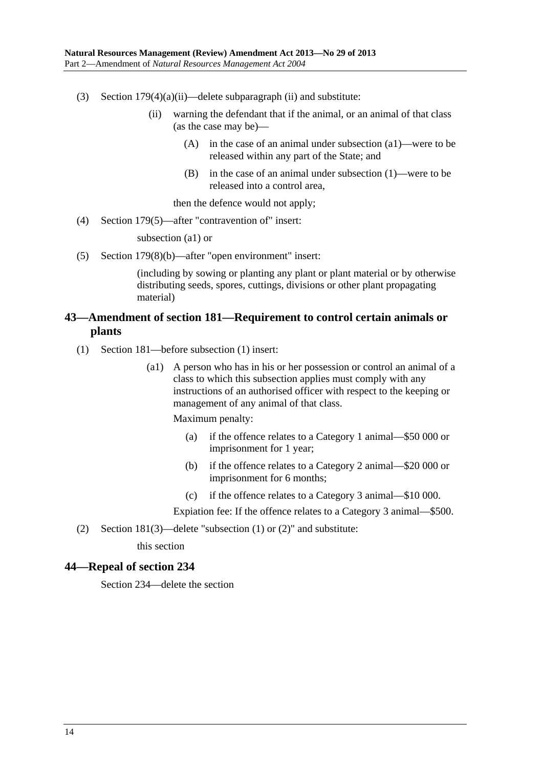(3) Section 179(4)(a)(ii)—delete subparagraph (ii) and substitute:

> (ii) warning the defendant that if the animal, or an animal of that class (as the case may be)—
>
> > (A) in the case of an animal under subsection (a1)—were to be released within any part of the State; and
> >
> > (B) in the case of an animal under subsection (1)—were to be released into a control area,
>
> then the defence would not apply;

(4) Section 179(5)—after "contravention of" insert:

> subsection (a1) or

(5) Section 179(8)(b)—after "open environment" insert:

> (including by sowing or planting any plant or plant material or by otherwise distributing seeds, spores, cuttings, divisions or other plant propagating material)

## 43—Amendment of section 181—Requirement to control certain animals or plants

(1) Section 181—before subsection (1) insert:

> (a1) A person who has in his or her possession or control an animal of a class to which this subsection applies must comply with any instructions of an authorised officer with respect to the keeping or management of any animal of that class.
>
> Maximum penalty:
>
> > (a) if the offence relates to a Category 1 animal—$50 000 or imprisonment for 1 year;
> >
> > (b) if the offence relates to a Category 2 animal—$20 000 or imprisonment for 6 months;
> >
> > (c) if the offence relates to a Category 3 animal—$10 000.
>
> Expiation fee: If the offence relates to a Category 3 animal—$500.

(2) Section 181(3)—delete "subsection (1) or (2)" and substitute:

> this section

## 44—Repeal of section 234

Section 234—delete the section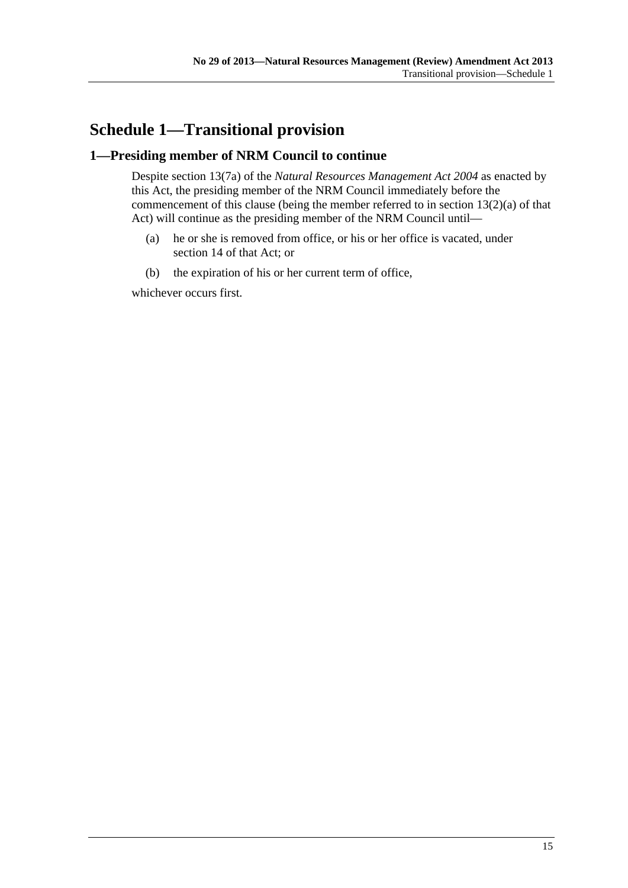# Schedule 1—Transitional provision

## 1—Presiding member of NRM Council to continue

Despite section 13(7a) of the *Natural Resources Management Act 2004* as enacted by this Act, the presiding member of the NRM Council immediately before the commencement of this clause (being the member referred to in section 13(2)(a) of that Act) will continue as the presiding member of the NRM Council until—

(a) he or she is removed from office, or his or her office is vacated, under section 14 of that Act; or

(b) the expiration of his or her current term of office,

whichever occurs first.